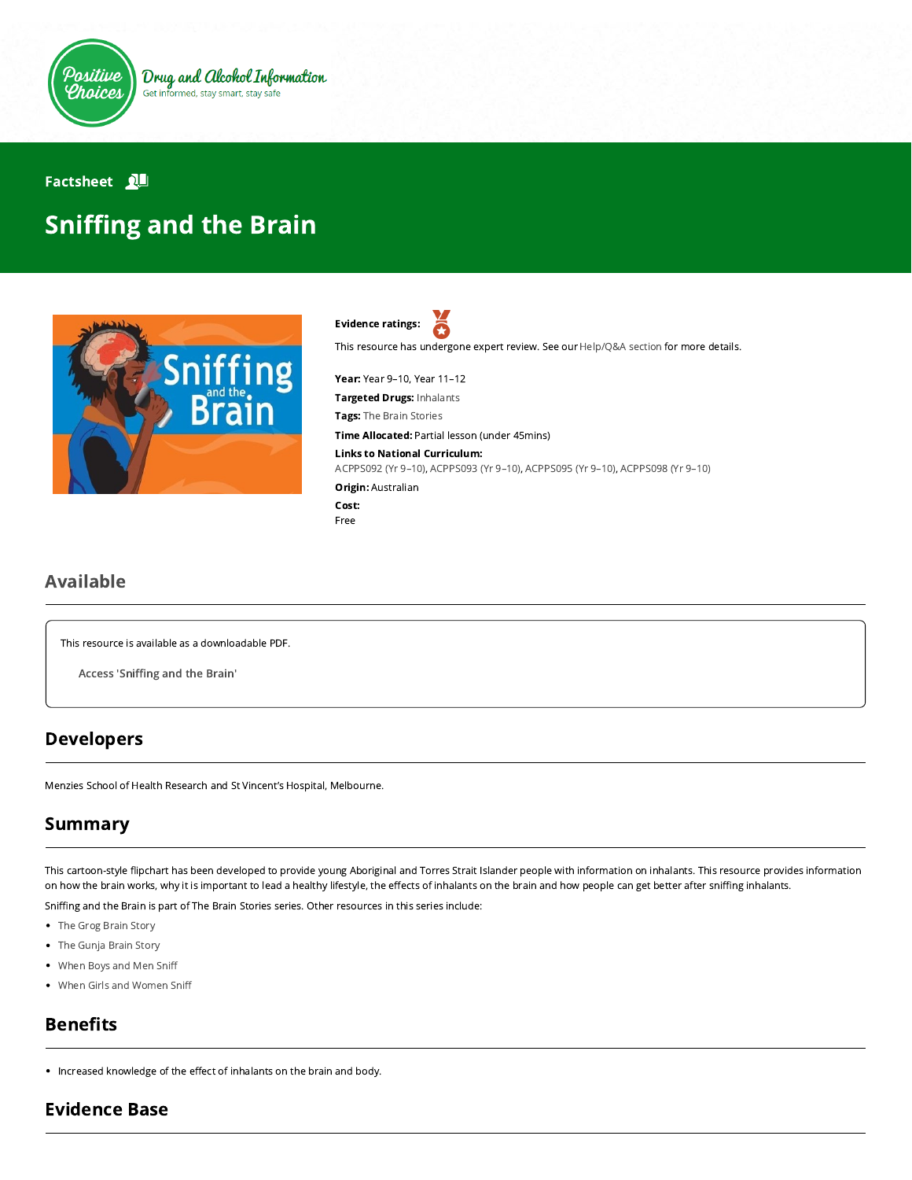Positive Choices

Drug and Alcohol Information

Get informed, stay smart, stay safe

Factsheet

# Sniffing and the Brain

**Evidence ratings:**

This resource has undergone expert review. See our Help/Q&A section for more details.

**Year:** Year 9–10, Year 11–12

**Targeted Drugs:** Inhalants

**Tags:** The Brain Stories

**Time Allocated:** Partial lesson (under 45mins)

**Links to National Curriculum:**
ACPPS092 (Yr 9–10), ACPPS093 (Yr 9–10), ACPPS095 (Yr 9–10), ACPPS098 (Yr 9–10)

**Origin:** Australian

**Cost:**
Free

## Available

This resource is available as a downloadable PDF.

Access 'Sniffing and the Brain'

## Developers

Menzies School of Health Research and St Vincent's Hospital, Melbourne.

## Summary

This cartoon-style flipchart has been developed to provide young Aboriginal and Torres Strait Islander people with information on inhalants. This resource provides information on how the brain works, why it is important to lead a healthy lifestyle, the effects of inhalants on the brain and how people can get better after sniffing inhalants.

Sniffing and the Brain is part of The Brain Stories series. Other resources in this series include:

- The Grog Brain Story
- The Gunja Brain Story
- When Boys and Men Sniff
- When Girls and Women Sniff

## Benefits

- Increased knowledge of the effect of inhalants on the brain and body.

## Evidence Base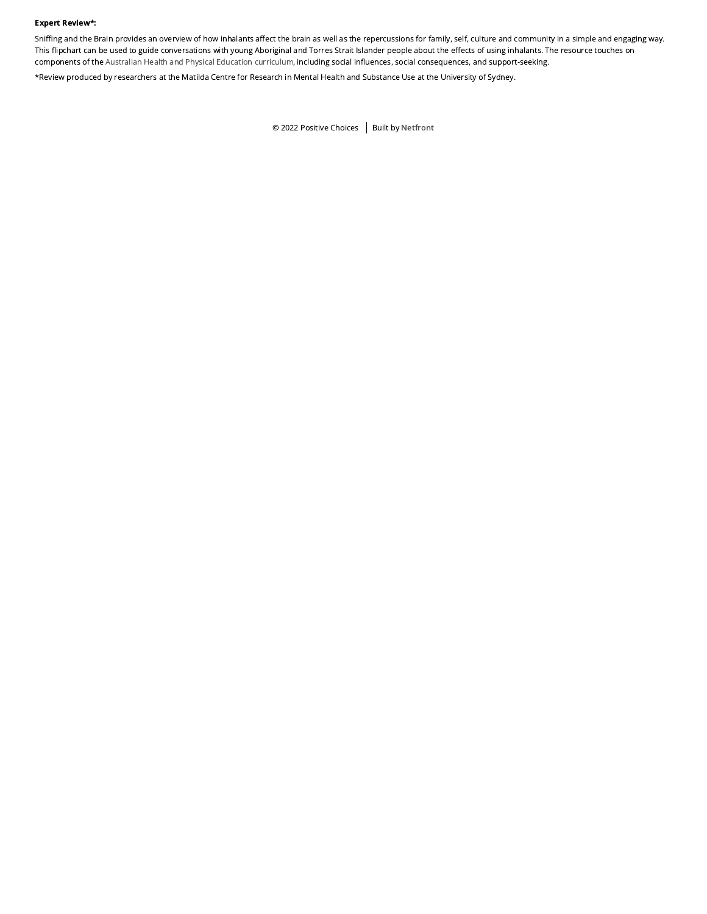**Expert Review*:**

Sniffing and the Brain provides an overview of how inhalants affect the brain as well as the repercussions for family, self, culture and community in a simple and engaging way. This flipchart can be used to guide conversations with young Aboriginal and Torres Strait Islander people about the effects of using inhalants. The resource touches on components of the Australian Health and Physical Education curriculum, including social influences, social consequences, and support-seeking.

*Review produced by researchers at the Matilda Centre for Research in Mental Health and Substance Use at the University of Sydney.

© 2022 Positive Choices | Built by Netfront